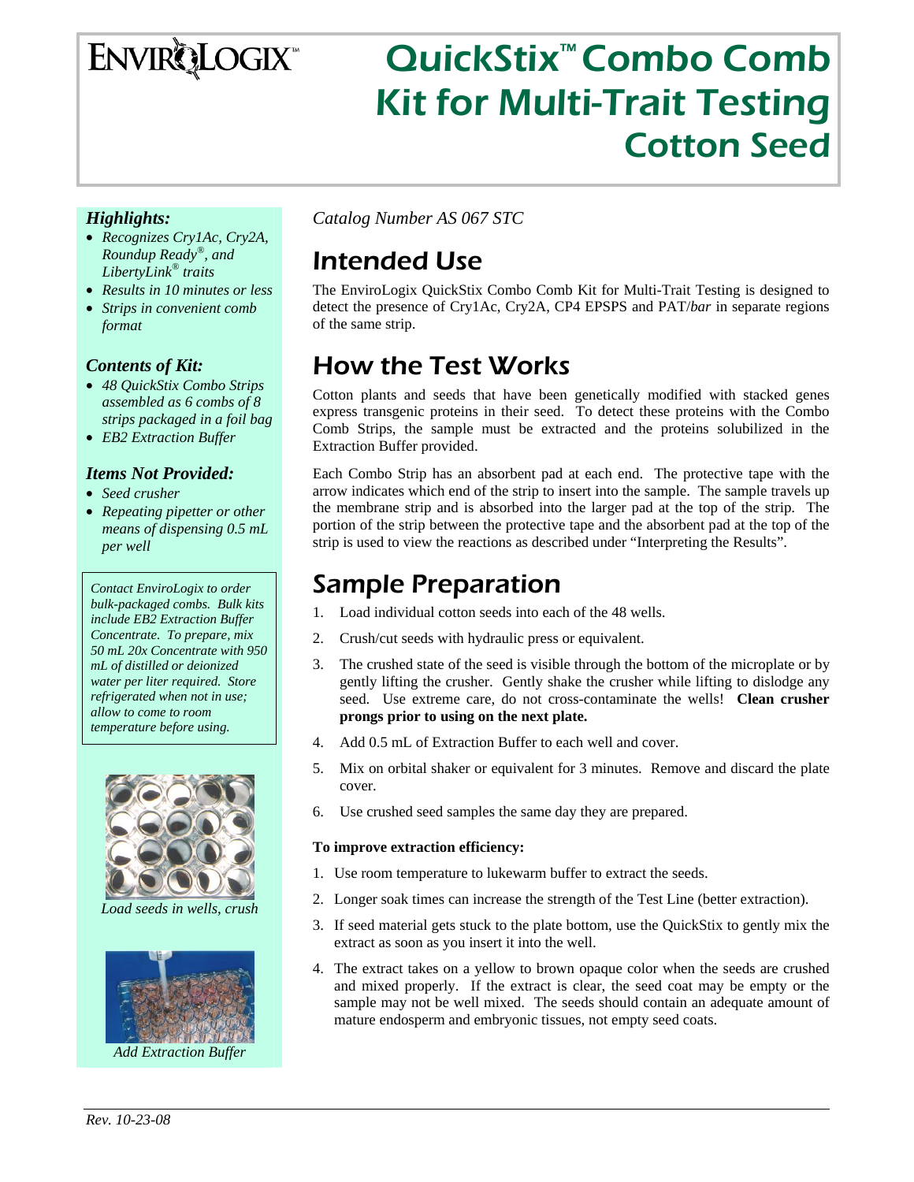ENVIROLOGIX™

# QuickStix™ Combo Comb Kit for Multi-Trait Testing Cotton Seed

*Catalog Number AS 067 STC*

### *Highlights:*

- *Recognizes Cry1Ac, Cry2A, Roundup Ready®, and LibertyLink® traits*
- *Results in 10 minutes or less*
- *Strips in convenient comb format*

### *Contents of Kit:*

- *48 QuickStix Combo Strips assembled as 6 combs of 8 strips packaged in a foil bag*
- *EB2 Extraction Buffer*

### *Items Not Provided:*

- *Seed crusher*
- *Repeating pipetter or other means of dispensing 0.5 mL per well*

*Contact EnviroLogix to order bulk-packaged combs. Bulk kits include EB2 Extraction Buffer Concentrate. To prepare, mix 50 mL 20x Concentrate with 950 mL of distilled or deionized water per liter required. Store refrigerated when not in use; allow to come to room temperature before using.*

*Load seeds in wells, crush*

*Add Extraction Buffer*

## Intended Use

The EnviroLogix QuickStix Combo Comb Kit for Multi-Trait Testing is designed to detect the presence of Cry1Ac, Cry2A, CP4 EPSPS and PAT/*bar* in separate regions of the same strip.

## How the Test Works

Cotton plants and seeds that have been genetically modified with stacked genes express transgenic proteins in their seed. To detect these proteins with the Combo Comb Strips, the sample must be extracted and the proteins solubilized in the Extraction Buffer provided.

Each Combo Strip has an absorbent pad at each end. The protective tape with the arrow indicates which end of the strip to insert into the sample. The sample travels up the membrane strip and is absorbed into the larger pad at the top of the strip. The portion of the strip between the protective tape and the absorbent pad at the top of the strip is used to view the reactions as described under "Interpreting the Results".

## Sample Preparation

1. Load individual cotton seeds into each of the 48 wells.
2. Crush/cut seeds with hydraulic press or equivalent.
3. The crushed state of the seed is visible through the bottom of the microplate or by gently lifting the crusher. Gently shake the crusher while lifting to dislodge any seed. Use extreme care, do not cross-contaminate the wells! **Clean crusher prongs prior to using on the next plate.**
4. Add 0.5 mL of Extraction Buffer to each well and cover.
5. Mix on orbital shaker or equivalent for 3 minutes. Remove and discard the plate cover.
6. Use crushed seed samples the same day they are prepared.

**To improve extraction efficiency:**

1. Use room temperature to lukewarm buffer to extract the seeds.
2. Longer soak times can increase the strength of the Test Line (better extraction).
3. If seed material gets stuck to the plate bottom, use the QuickStix to gently mix the extract as soon as you insert it into the well.
4. The extract takes on a yellow to brown opaque color when the seeds are crushed and mixed properly. If the extract is clear, the seed coat may be empty or the sample may not be well mixed. The seeds should contain an adequate amount of mature endosperm and embryonic tissues, not empty seed coats.

*Rev. 10-23-08*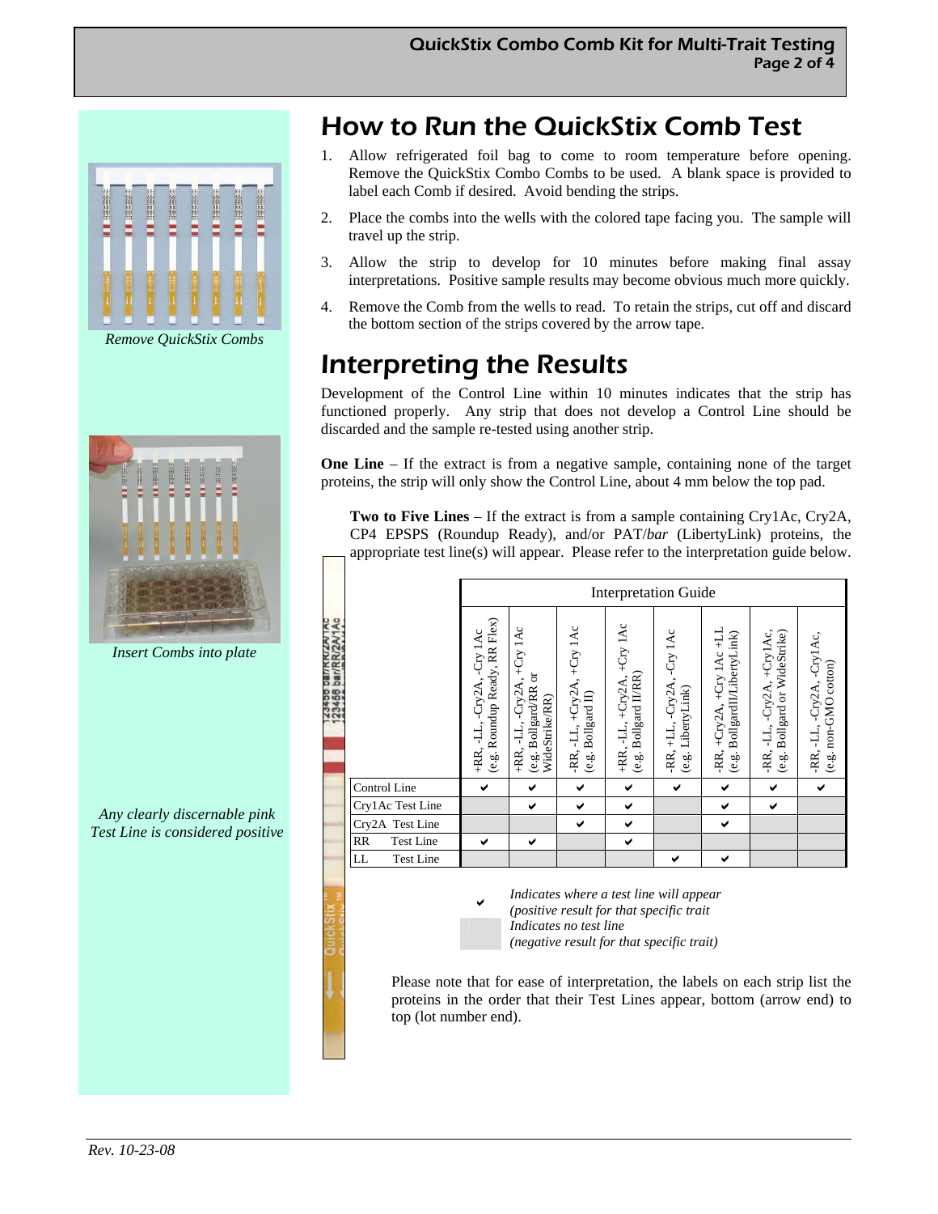Remove QuickStix Combs

Insert Combs into plate

*Any clearly discernable pink Test Line is considered positive*

# How to Run the QuickStix Comb Test

1. Allow refrigerated foil bag to come to room temperature before opening. Remove the QuickStix Combo Combs to be used. A blank space is provided to label each Comb if desired. Avoid bending the strips.
2. Place the combs into the wells with the colored tape facing you. The sample will travel up the strip.
3. Allow the strip to develop for 10 minutes before making final assay interpretations. Positive sample results may become obvious much more quickly.
4. Remove the Comb from the wells to read. To retain the strips, cut off and discard the bottom section of the strips covered by the arrow tape.

# Interpreting the Results

Development of the Control Line within 10 minutes indicates that the strip has functioned properly. Any strip that does not develop a Control Line should be discarded and the sample re-tested using another strip.

**One Line** – If the extract is from a negative sample, containing none of the target proteins, the strip will only show the Control Line, about 4 mm below the top pad.

**Two to Five Lines** – If the extract is from a sample containing Cry1Ac, Cry2A, CP4 EPSPS (Roundup Ready), and/or PAT/*bar* (LibertyLink) proteins, the appropriate test line(s) will appear. Please refer to the interpretation guide below.

| Interpretation Guide | +RR, -LL, -Cry2A, -Cry 1Ac (e.g. Roundup Ready, RR Flex) | +RR, -LL, -Cry2A, +Cry 1Ac (e.g. Bollgard/RR or WideStrike/RR) | -RR, -LL, +Cry2A, +Cry 1Ac (e.g. Bollgard II) | +RR, -LL, +Cry2A, +Cry 1Ac (e.g. Bollgard II/RR) | -RR, +LL, -Cry2A, -Cry 1Ac (e.g. LibertyLink) | -RR, +Cry2A, +Cry 1Ac +LL (e.g. BollgardII/LibertyLink) | -RR, -LL, -Cry2A, +Cry1Ac, (e.g. Bollgard or WideStrike) | -RR, -LL, -Cry2A, -Cry1Ac, (e.g. non-GMO cotton) |
|---|---|---|---|---|---|---|---|---|
| Control Line | ✔ | ✔ | ✔ | ✔ | ✔ | ✔ | ✔ | ✔ |
| Cry1Ac Test Line | | ✔ | ✔ | ✔ | | ✔ | ✔ | |
| Cry2A Test Line | | | ✔ | ✔ | | ✔ | | |
| RR Test Line | ✔ | ✔ | | ✔ | | | | |
| LL Test Line | | | | | ✔ | ✔ | | |

✔ *Indicates where a test line will appear (positive result for that specific trait)*

(shaded) *Indicates no test line (negative result for that specific trait)*

Please note that for ease of interpretation, the labels on each strip list the proteins in the order that their Test Lines appear, bottom (arrow end) to top (lot number end).

*Rev. 10-23-08*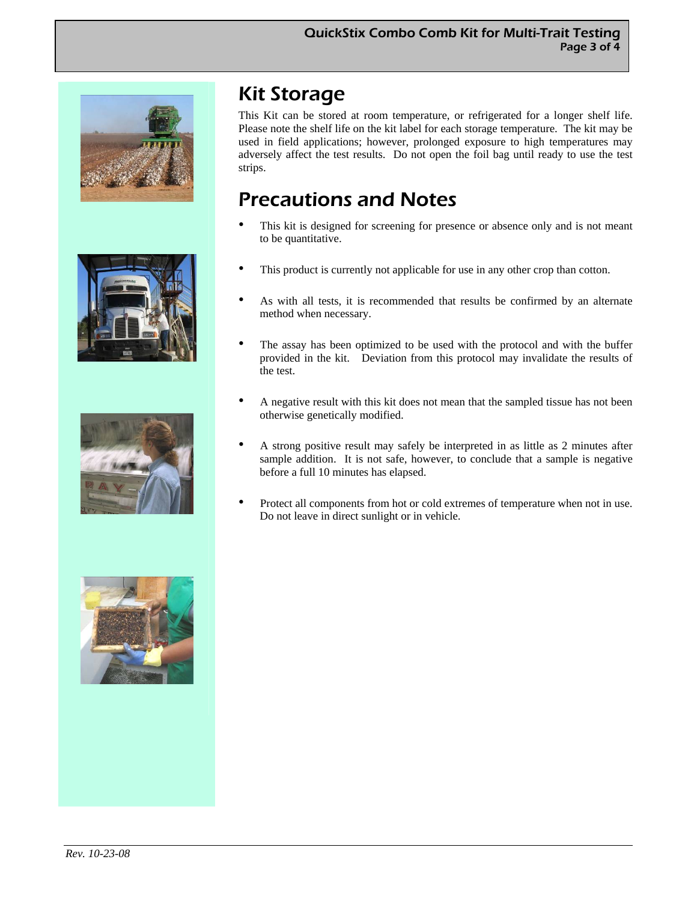## Kit Storage

This Kit can be stored at room temperature, or refrigerated for a longer shelf life. Please note the shelf life on the kit label for each storage temperature. The kit may be used in field applications; however, prolonged exposure to high temperatures may adversely affect the test results. Do not open the foil bag until ready to use the test strips.

## Precautions and Notes

- This kit is designed for screening for presence or absence only and is not meant to be quantitative.
- This product is currently not applicable for use in any other crop than cotton.
- As with all tests, it is recommended that results be confirmed by an alternate method when necessary.
- The assay has been optimized to be used with the protocol and with the buffer provided in the kit. Deviation from this protocol may invalidate the results of the test.
- A negative result with this kit does not mean that the sampled tissue has not been otherwise genetically modified.
- A strong positive result may safely be interpreted in as little as 2 minutes after sample addition. It is not safe, however, to conclude that a sample is negative before a full 10 minutes has elapsed.
- Protect all components from hot or cold extremes of temperature when not in use. Do not leave in direct sunlight or in vehicle.

*Rev. 10-23-08*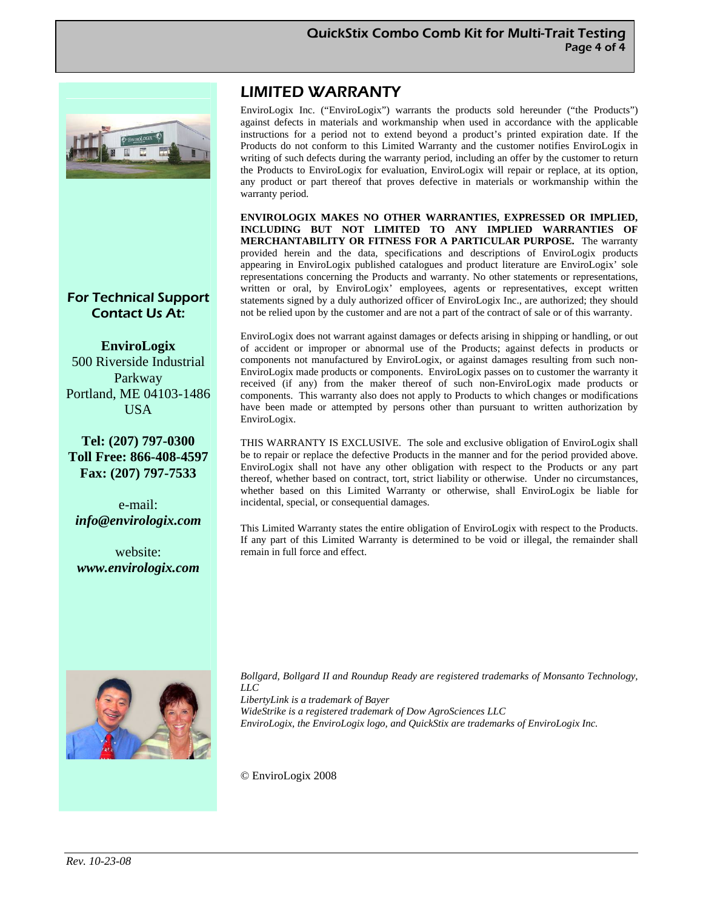## For Technical Support Contact Us At:

**EnviroLogix**
500 Riverside Industrial Parkway
Portland, ME 04103-1486
USA

**Tel: (207) 797-0300**
**Toll Free: 866-408-4597**
**Fax: (207) 797-7533**

e-mail:
***info@envirologix.com***

website:
***www.envirologix.com***

# LIMITED WARRANTY

EnviroLogix Inc. ("EnviroLogix") warrants the products sold hereunder ("the Products") against defects in materials and workmanship when used in accordance with the applicable instructions for a period not to extend beyond a product's printed expiration date. If the Products do not conform to this Limited Warranty and the customer notifies EnviroLogix in writing of such defects during the warranty period, including an offer by the customer to return the Products to EnviroLogix for evaluation, EnviroLogix will repair or replace, at its option, any product or part thereof that proves defective in materials or workmanship within the warranty period.

**ENVIROLOGIX MAKES NO OTHER WARRANTIES, EXPRESSED OR IMPLIED, INCLUDING BUT NOT LIMITED TO ANY IMPLIED WARRANTIES OF MERCHANTABILITY OR FITNESS FOR A PARTICULAR PURPOSE.** The warranty provided herein and the data, specifications and descriptions of EnviroLogix products appearing in EnviroLogix published catalogues and product literature are EnviroLogix' sole representations concerning the Products and warranty. No other statements or representations, written or oral, by EnviroLogix' employees, agents or representatives, except written statements signed by a duly authorized officer of EnviroLogix Inc., are authorized; they should not be relied upon by the customer and are not a part of the contract of sale or of this warranty.

EnviroLogix does not warrant against damages or defects arising in shipping or handling, or out of accident or improper or abnormal use of the Products; against defects in products or components not manufactured by EnviroLogix, or against damages resulting from such non-EnviroLogix made products or components. EnviroLogix passes on to customer the warranty it received (if any) from the maker thereof of such non-EnviroLogix made products or components. This warranty also does not apply to Products to which changes or modifications have been made or attempted by persons other than pursuant to written authorization by EnviroLogix.

THIS WARRANTY IS EXCLUSIVE. The sole and exclusive obligation of EnviroLogix shall be to repair or replace the defective Products in the manner and for the period provided above. EnviroLogix shall not have any other obligation with respect to the Products or any part thereof, whether based on contract, tort, strict liability or otherwise. Under no circumstances, whether based on this Limited Warranty or otherwise, shall EnviroLogix be liable for incidental, special, or consequential damages.

This Limited Warranty states the entire obligation of EnviroLogix with respect to the Products. If any part of this Limited Warranty is determined to be void or illegal, the remainder shall remain in full force and effect.

*Bollgard, Bollgard II and Roundup Ready are registered trademarks of Monsanto Technology, LLC*
*LibertyLink is a trademark of Bayer*
*WideStrike is a registered trademark of Dow AgroSciences LLC*
*EnviroLogix, the EnviroLogix logo, and QuickStix are trademarks of EnviroLogix Inc.*

© EnviroLogix 2008

*Rev. 10-23-08*